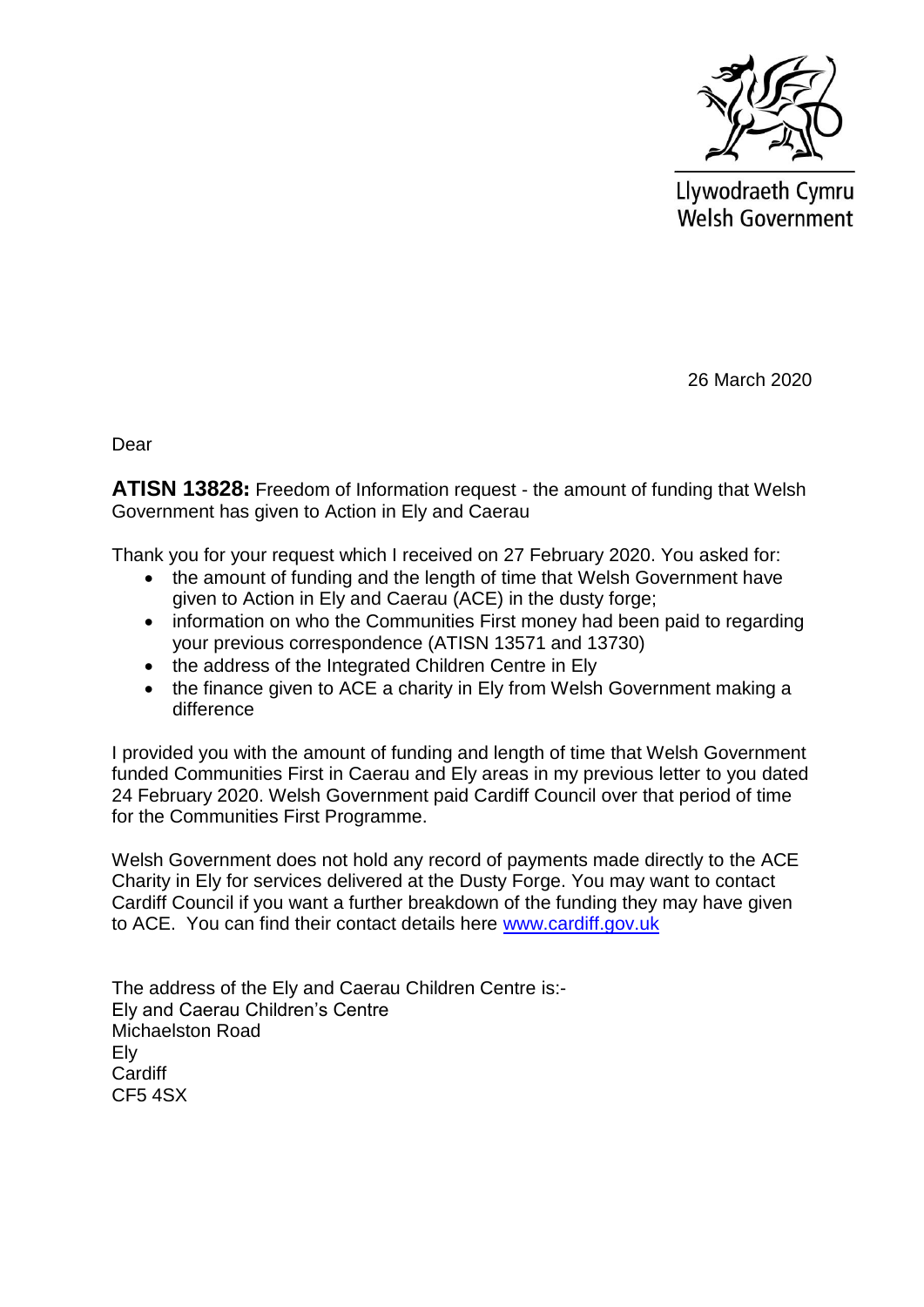Llywodraeth Cymru
Welsh Government

26 March 2020

Dear

**ATISN 13828:** Freedom of Information request - the amount of funding that Welsh Government has given to Action in Ely and Caerau

Thank you for your request which I received on 27 February 2020. You asked for:

- the amount of funding and the length of time that Welsh Government have given to Action in Ely and Caerau (ACE) in the dusty forge;
- information on who the Communities First money had been paid to regarding your previous correspondence (ATISN 13571 and 13730)
- the address of the Integrated Children Centre in Ely
- the finance given to ACE a charity in Ely from Welsh Government making a difference

I provided you with the amount of funding and length of time that Welsh Government funded Communities First in Caerau and Ely areas in my previous letter to you dated 24 February 2020. Welsh Government paid Cardiff Council over that period of time for the Communities First Programme.

Welsh Government does not hold any record of payments made directly to the ACE Charity in Ely for services delivered at the Dusty Forge. You may want to contact Cardiff Council if you want a further breakdown of the funding they may have given to ACE. You can find their contact details here [www.cardiff.gov.uk](www.cardiff.gov.uk)

The address of the Ely and Caerau Children Centre is:-
Ely and Caerau Children's Centre
Michaelston Road
Ely
Cardiff
CF5 4SX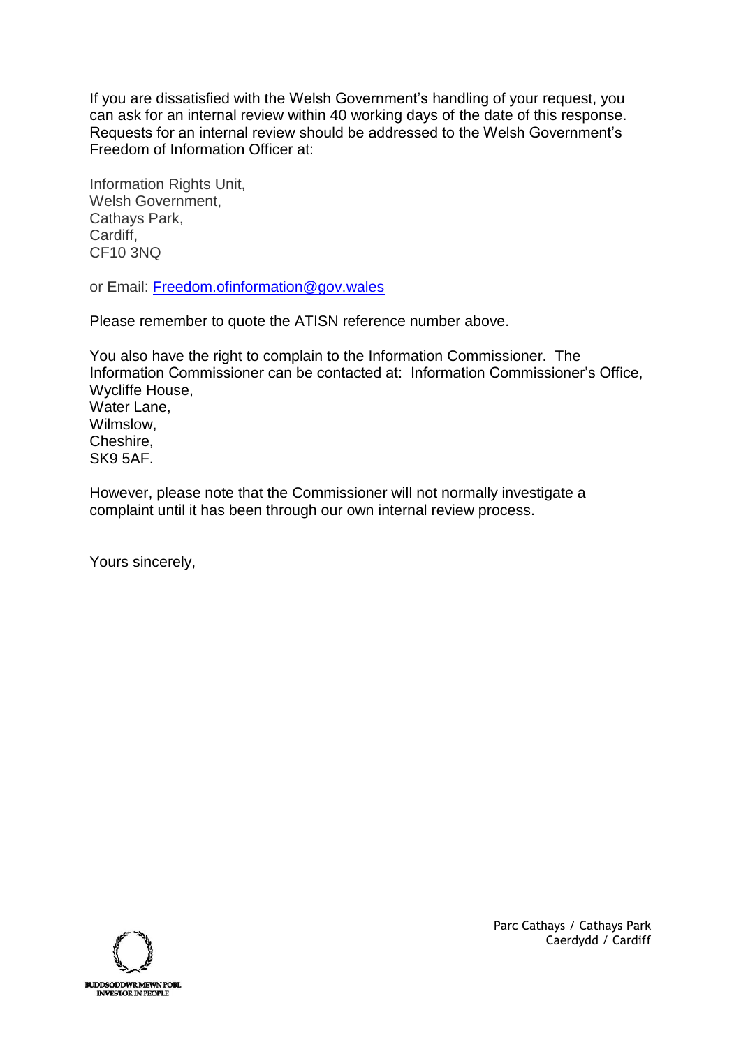If you are dissatisfied with the Welsh Government's handling of your request, you can ask for an internal review within 40 working days of the date of this response. Requests for an internal review should be addressed to the Welsh Government's Freedom of Information Officer at:

Information Rights Unit,  
Welsh Government,  
Cathays Park,  
Cardiff,  
CF10 3NQ

or Email: Freedom.ofinformation@gov.wales

Please remember to quote the ATISN reference number above.

You also have the right to complain to the Information Commissioner. The Information Commissioner can be contacted at: Information Commissioner's Office,  
Wycliffe House,  
Water Lane,  
Wilmslow,  
Cheshire,  
SK9 5AF.

However, please note that the Commissioner will not normally investigate a complaint until it has been through our own internal review process.

Yours sincerely,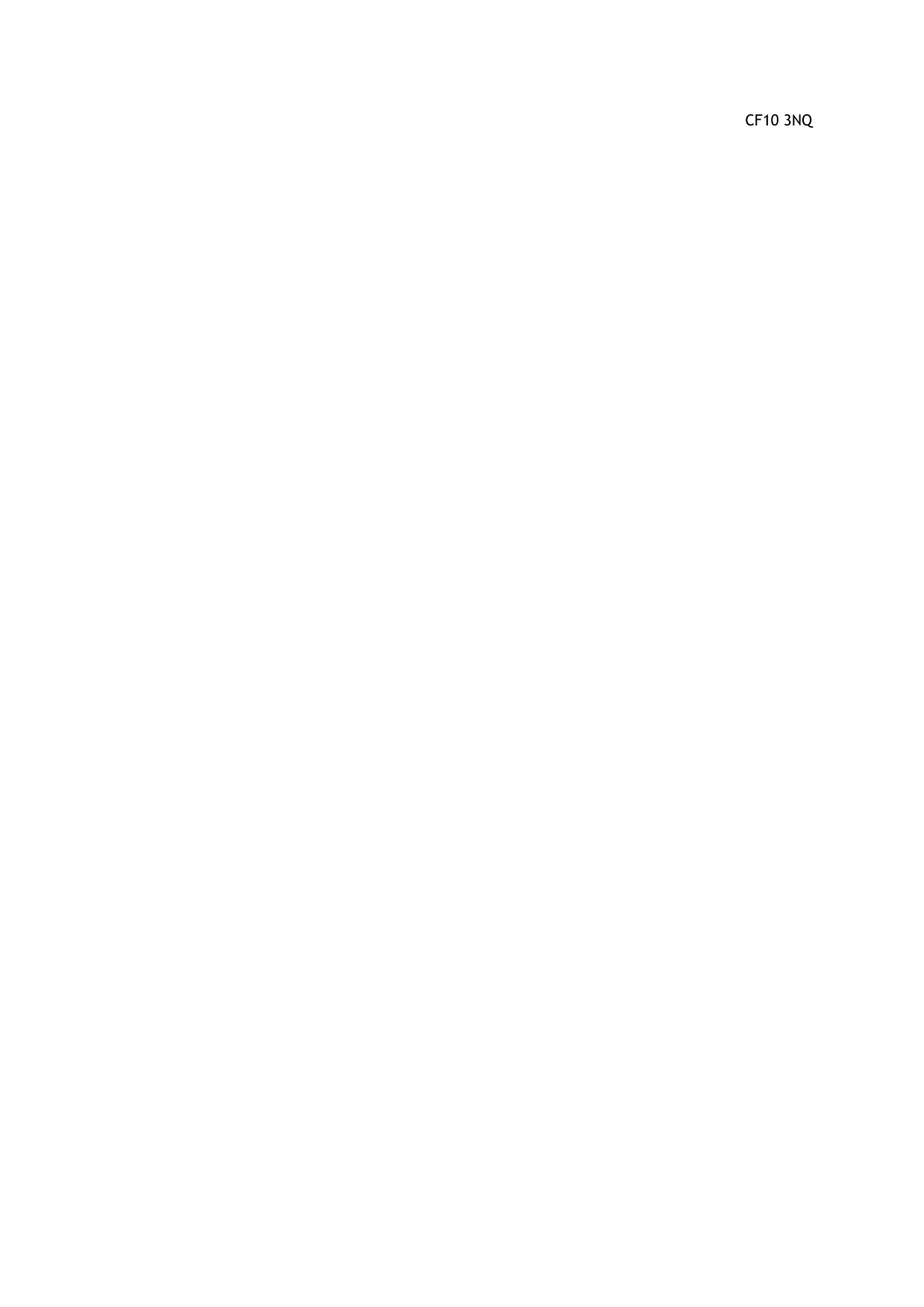CF10 3NQ